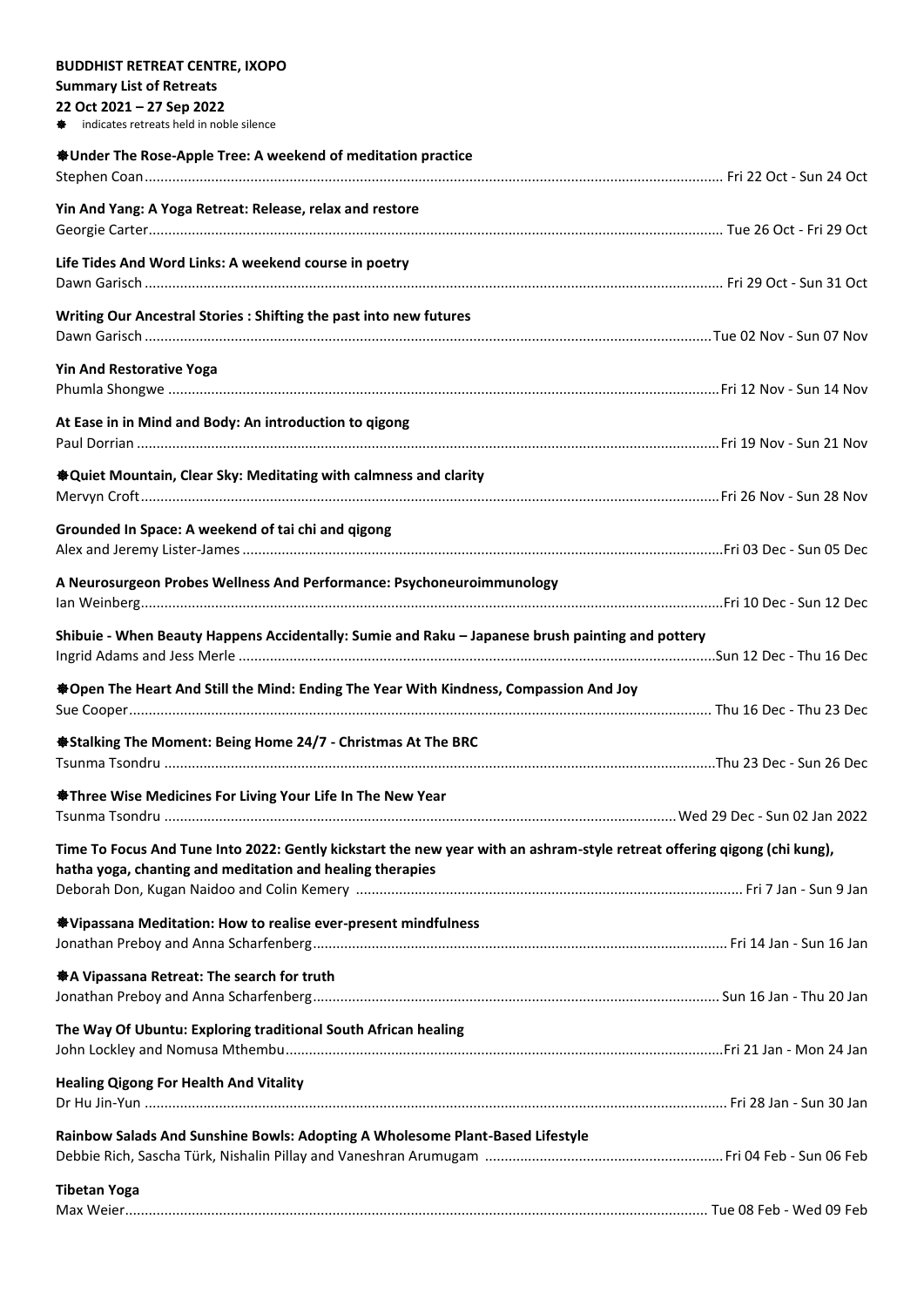**BUDDHIST RETREAT CENTRE, IXOPO**

**Summary List of Retreats**

**22 Oct 2021 – 27 Sep 2022**

✸ indicates retreats held in noble silence

**✸Under The Rose-Apple Tree: A weekend of meditation practice**
Stephen Coan .......... Fri 22 Oct - Sun 24 Oct

**Yin And Yang: A Yoga Retreat: Release, relax and restore**
Georgie Carter .......... Tue 26 Oct - Fri 29 Oct

**Life Tides And Word Links: A weekend course in poetry**
Dawn Garisch .......... Fri 29 Oct - Sun 31 Oct

**Writing Our Ancestral Stories : Shifting the past into new futures**
Dawn Garisch .......... Tue 02 Nov - Sun 07 Nov

**Yin And Restorative Yoga**
Phumla Shongwe .......... Fri 12 Nov - Sun 14 Nov

**At Ease in in Mind and Body: An introduction to qigong**
Paul Dorrian .......... Fri 19 Nov - Sun 21 Nov

**✸Quiet Mountain, Clear Sky: Meditating with calmness and clarity**
Mervyn Croft .......... Fri 26 Nov - Sun 28 Nov

**Grounded In Space: A weekend of tai chi and qigong**
Alex and Jeremy Lister-James .......... Fri 03 Dec - Sun 05 Dec

**A Neurosurgeon Probes Wellness And Performance: Psychoneuroimmunology**
Ian Weinberg .......... Fri 10 Dec - Sun 12 Dec

**Shibuie - When Beauty Happens Accidentally: Sumie and Raku – Japanese brush painting and pottery**
Ingrid Adams and Jess Merle .......... Sun 12 Dec - Thu 16 Dec

**✸Open The Heart And Still the Mind: Ending The Year With Kindness, Compassion And Joy**
Sue Cooper .......... Thu 16 Dec - Thu 23 Dec

**✸Stalking The Moment: Being Home 24/7 - Christmas At The BRC**
Tsunma Tsondru .......... Thu 23 Dec - Sun 26 Dec

**✸Three Wise Medicines For Living Your Life In The New Year**
Tsunma Tsondru .......... Wed 29 Dec - Sun 02 Jan 2022

**Time To Focus And Tune Into 2022: Gently kickstart the new year with an ashram-style retreat offering qigong (chi kung), hatha yoga, chanting and meditation and healing therapies**
Deborah Don, Kugan Naidoo and Colin Kemery .......... Fri 7 Jan - Sun 9 Jan

**✸Vipassana Meditation: How to realise ever-present mindfulness**
Jonathan Preboy and Anna Scharfenberg .......... Fri 14 Jan - Sun 16 Jan

**✸A Vipassana Retreat: The search for truth**
Jonathan Preboy and Anna Scharfenberg .......... Sun 16 Jan - Thu 20 Jan

**The Way Of Ubuntu: Exploring traditional South African healing**
John Lockley and Nomusa Mthembu .......... Fri 21 Jan - Mon 24 Jan

**Healing Qigong For Health And Vitality**
Dr Hu Jin-Yun .......... Fri 28 Jan - Sun 30 Jan

**Rainbow Salads And Sunshine Bowls: Adopting A Wholesome Plant-Based Lifestyle**
Debbie Rich, Sascha Türk, Nishalin Pillay and Vaneshran Arumugam .......... Fri 04 Feb - Sun 06 Feb

**Tibetan Yoga**
Max Weier .......... Tue 08 Feb - Wed 09 Feb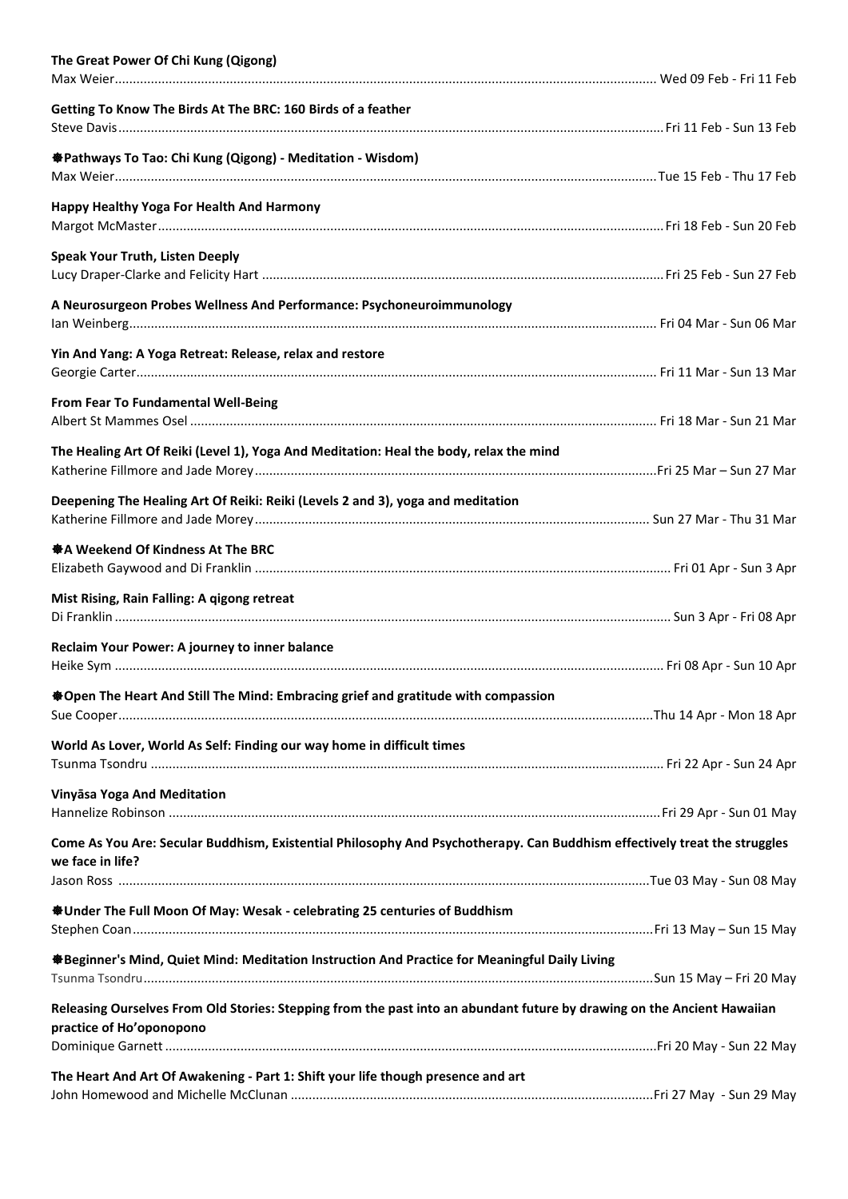**The Great Power Of Chi Kung (Qigong)**
Max Weier...................................................................................................................................................... Wed 09 Feb - Fri 11 Feb

**Getting To Know The Birds At The BRC: 160 Birds of a feather**
Steve Davis...................................................................................................................................................... Fri 11 Feb - Sun 13 Feb

**✸Pathways To Tao: Chi Kung (Qigong) - Meditation - Wisdom)**
Max Weier...................................................................................................................................................... Tue 15 Feb - Thu 17 Feb

**Happy Healthy Yoga For Health And Harmony**
Margot McMaster............................................................................................................................................ Fri 18 Feb - Sun 20 Feb

**Speak Your Truth, Listen Deeply**
Lucy Draper-Clarke and Felicity Hart ............................................................................................................. Fri 25 Feb - Sun 27 Feb

**A Neurosurgeon Probes Wellness And Performance: Psychoneuroimmunology**
Ian Weinberg.................................................................................................................................................. Fri 04 Mar - Sun 06 Mar

**Yin And Yang: A Yoga Retreat: Release, relax and restore**
Georgie Carter................................................................................................................................................ Fri 11 Mar - Sun 13 Mar

**From Fear To Fundamental Well-Being**
Albert St Mammes Osel .................................................................................................................................. Fri 18 Mar - Sun 21 Mar

**The Healing Art Of Reiki (Level 1), Yoga And Meditation: Heal the body, relax the mind**
Katherine Fillmore and Jade Morey............................................................................................................... Fri 25 Mar – Sun 27 Mar

**Deepening The Healing Art Of Reiki: Reiki (Levels 2 and 3), yoga and meditation**
Katherine Fillmore and Jade Morey............................................................................................................. Sun 27 Mar - Thu 31 Mar

**✸A Weekend Of Kindness At The BRC**
Elizabeth Gaywood and Di Franklin ................................................................................................................... Fri 01 Apr - Sun 3 Apr

**Mist Rising, Rain Falling: A qigong retreat**
Di Franklin......................................................................................................................................................... Sun 3 Apr - Fri 08 Apr

**Reclaim Your Power: A journey to inner balance**
Heike Sym ....................................................................................................................................................... Fri 08 Apr - Sun 10 Apr

**✸Open The Heart And Still The Mind: Embracing grief and gratitude with compassion**
Sue Cooper.................................................................................................................................................... Thu 14 Apr - Mon 18 Apr

**World As Lover, World As Self: Finding our way home in difficult times**
Tsunma Tsondru ............................................................................................................................................. Fri 22 Apr - Sun 24 Apr

**Vinyāsa Yoga And Meditation**
Hannelize Robinson ....................................................................................................................................... Fri 29 Apr - Sun 01 May

**Come As You Are: Secular Buddhism, Existential Philosophy And Psychotherapy. Can Buddhism effectively treat the struggles we face in life?**
Jason Ross ................................................................................................................................................... Tue 03 May - Sun 08 May

**✸Under The Full Moon Of May: Wesak - celebrating 25 centuries of Buddhism**
Stephen Coan................................................................................................................................................. Fri 13 May – Sun 15 May

**✸Beginner's Mind, Quiet Mind: Meditation Instruction And Practice for Meaningful Daily Living**
Tsunma Tsondru............................................................................................................................................. Sun 15 May – Fri 20 May

**Releasing Ourselves From Old Stories: Stepping from the past into an abundant future by drawing on the Ancient Hawaiian practice of Ho'oponopono**
Dominique Garnett ........................................................................................................................................ Fri 20 May - Sun 22 May

**The Heart And Art Of Awakening - Part 1: Shift your life though presence and art**
John Homewood and Michelle McClunan .................................................................................................... Fri 27 May - Sun 29 May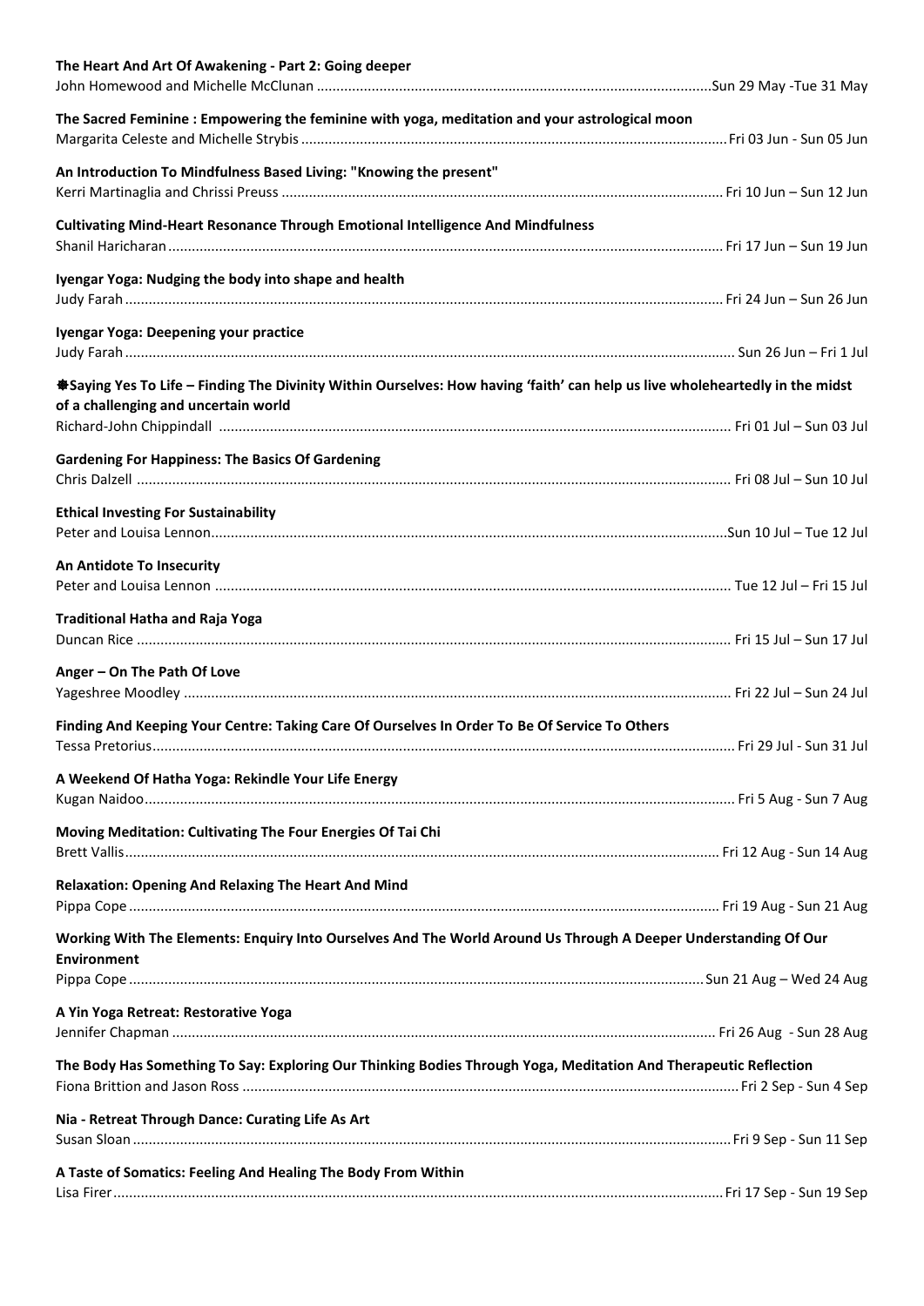**The Heart And Art Of Awakening - Part 2: Going deeper**
John Homewood and Michelle McClunan ........................................ Sun 29 May -Tue 31 May

**The Sacred Feminine : Empowering the feminine with yoga, meditation and your astrological moon**
Margarita Celeste and Michelle Strybis ........................................ Fri 03 Jun - Sun 05 Jun

**An Introduction To Mindfulness Based Living: "Knowing the present"**
Kerri Martinaglia and Chrissi Preuss ........................................ Fri 10 Jun – Sun 12 Jun

**Cultivating Mind-Heart Resonance Through Emotional Intelligence And Mindfulness**
Shanil Haricharan ........................................ Fri 17 Jun – Sun 19 Jun

**Iyengar Yoga: Nudging the body into shape and health**
Judy Farah ........................................ Fri 24 Jun – Sun 26 Jun

**Iyengar Yoga: Deepening your practice**
Judy Farah ........................................ Sun 26 Jun – Fri 1 Jul

**❋Saying Yes To Life – Finding The Divinity Within Ourselves: How having 'faith' can help us live wholeheartedly in the midst of a challenging and uncertain world**
Richard-John Chippindall ........................................ Fri 01 Jul – Sun 03 Jul

**Gardening For Happiness: The Basics Of Gardening**
Chris Dalzell ........................................ Fri 08 Jul – Sun 10 Jul

**Ethical Investing For Sustainability**
Peter and Louisa Lennon ........................................ Sun 10 Jul – Tue 12 Jul

**An Antidote To Insecurity**
Peter and Louisa Lennon ........................................ Tue 12 Jul – Fri 15 Jul

**Traditional Hatha and Raja Yoga**
Duncan Rice ........................................ Fri 15 Jul – Sun 17 Jul

**Anger – On The Path Of Love**
Yageshree Moodley ........................................ Fri 22 Jul – Sun 24 Jul

**Finding And Keeping Your Centre: Taking Care Of Ourselves In Order To Be Of Service To Others**
Tessa Pretorius ........................................ Fri 29 Jul - Sun 31 Jul

**A Weekend Of Hatha Yoga: Rekindle Your Life Energy**
Kugan Naidoo ........................................ Fri 5 Aug - Sun 7 Aug

**Moving Meditation: Cultivating The Four Energies Of Tai Chi**
Brett Vallis ........................................ Fri 12 Aug - Sun 14 Aug

**Relaxation: Opening And Relaxing The Heart And Mind**
Pippa Cope ........................................ Fri 19 Aug - Sun 21 Aug

**Working With The Elements: Enquiry Into Ourselves And The World Around Us Through A Deeper Understanding Of Our Environment**
Pippa Cope ........................................ Sun 21 Aug – Wed 24 Aug

**A Yin Yoga Retreat: Restorative Yoga**
Jennifer Chapman ........................................ Fri 26 Aug - Sun 28 Aug

**The Body Has Something To Say: Exploring Our Thinking Bodies Through Yoga, Meditation And Therapeutic Reflection**
Fiona Brittion and Jason Ross ........................................ Fri 2 Sep - Sun 4 Sep

**Nia - Retreat Through Dance: Curating Life As Art**
Susan Sloan ........................................ Fri 9 Sep - Sun 11 Sep

**A Taste of Somatics: Feeling And Healing The Body From Within**
Lisa Firer ........................................ Fri 17 Sep - Sun 19 Sep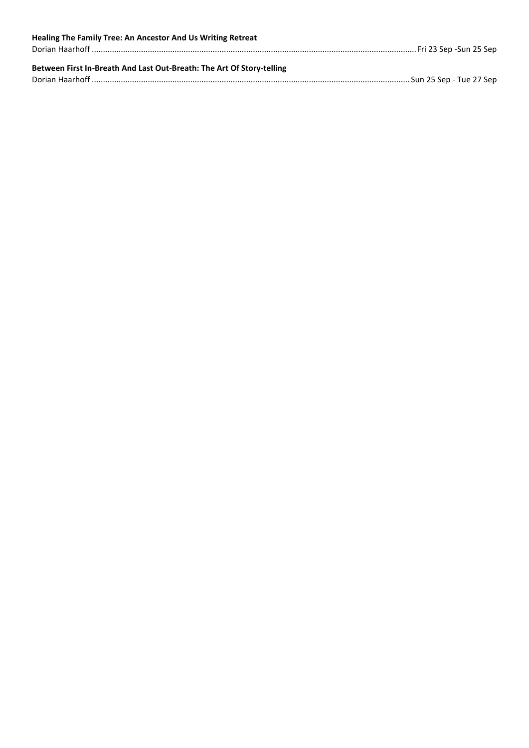**Healing The Family Tree: An Ancestor And Us Writing Retreat**
Dorian Haarhoff ................................................................................................................................................ Fri 23 Sep -Sun 25 Sep

**Between First In-Breath And Last Out-Breath: The Art Of Story-telling**
Dorian Haarhoff ............................................................................................................................................ Sun 25 Sep - Tue 27 Sep